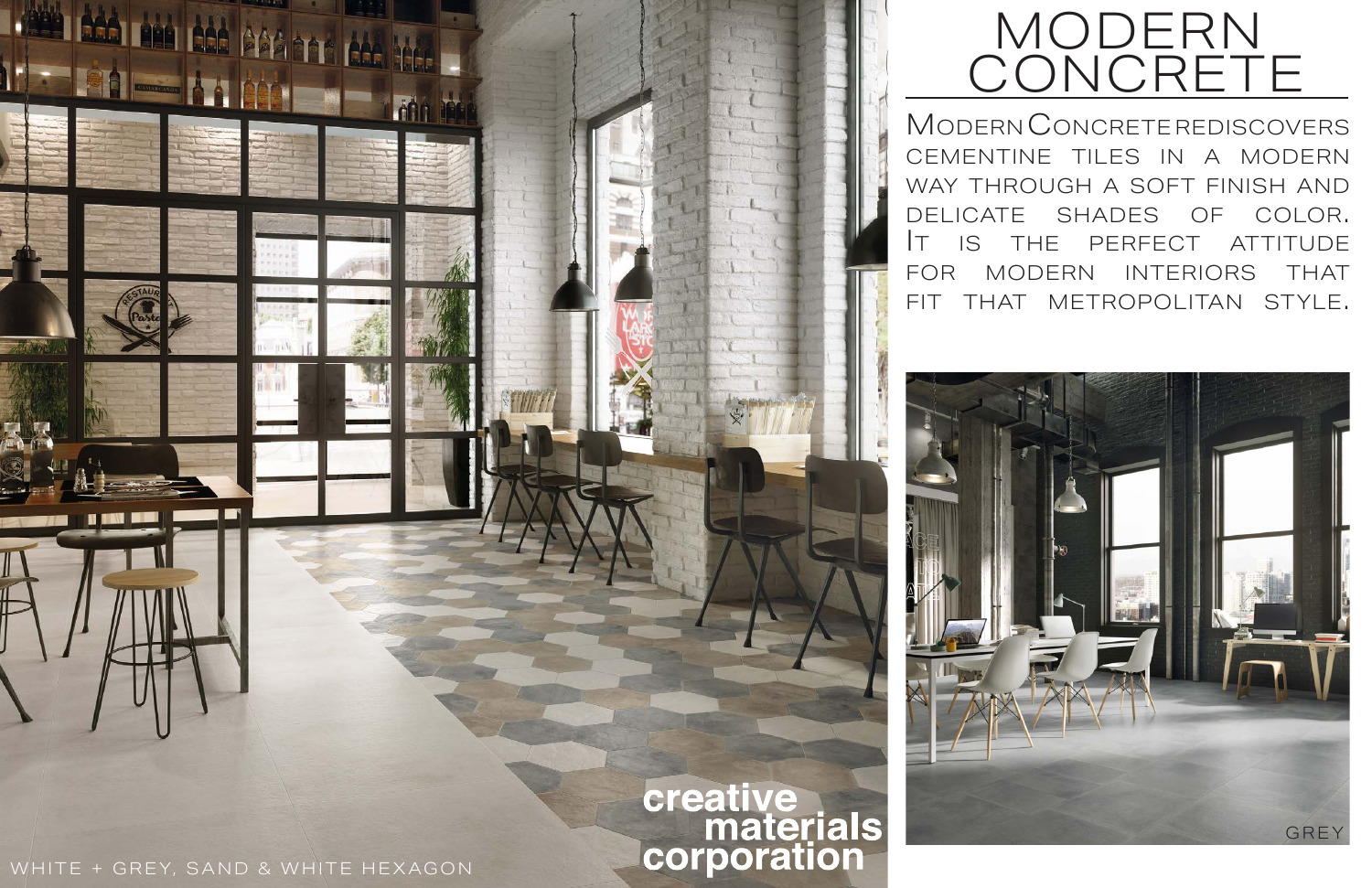# MODERN CONCRETE

Modern Concrete rediscovers cementine tiles in a modern way through a soft finish and delicate shades of color. It is the perfect attitude for modern interiors that fit that metropolitan style.

WHITE + GREY, SAND & WHITE HEXAGON

GREY

**creative materials corporation**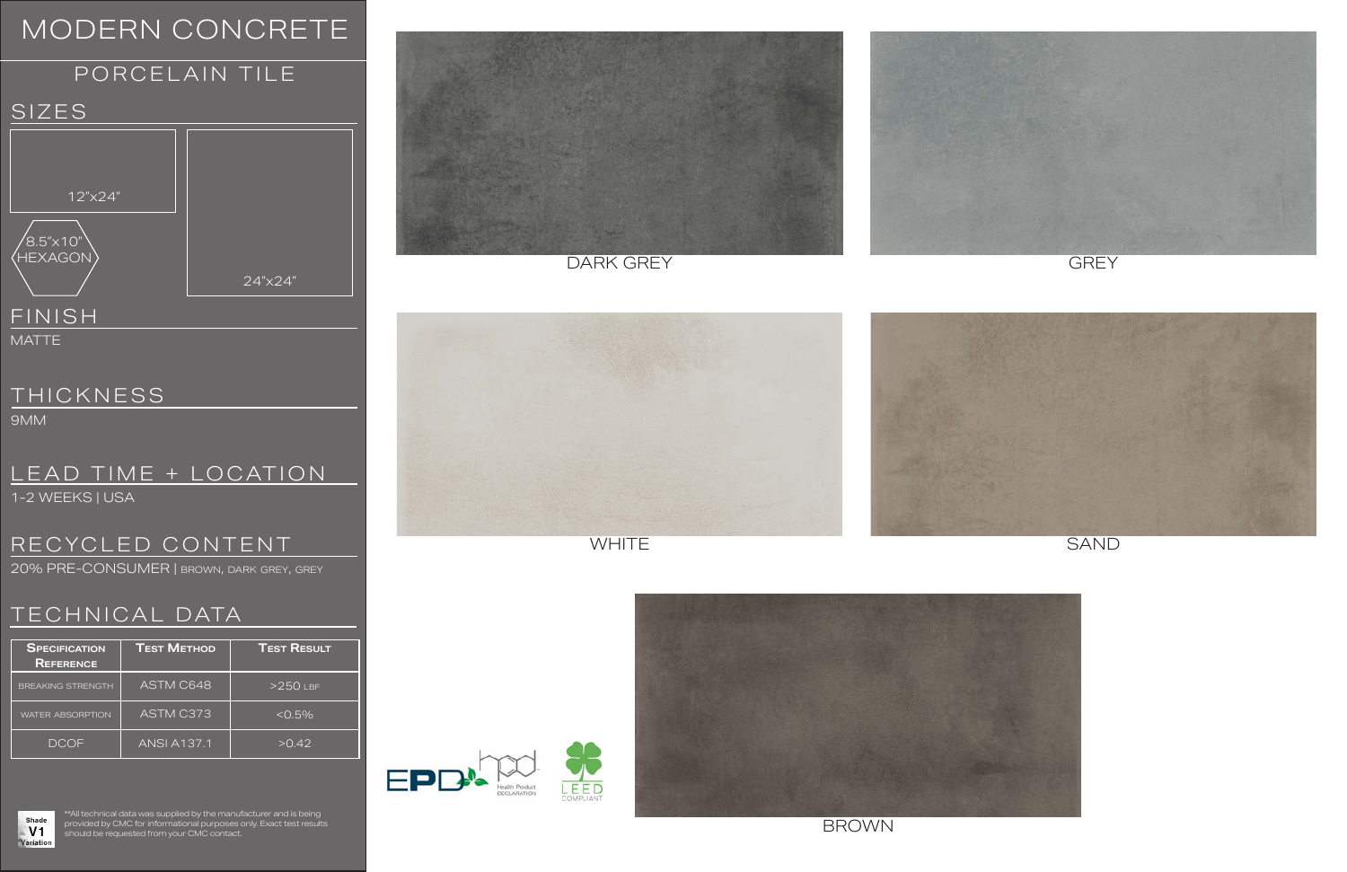# MODERN CONCRETE

## PORCELAIN TILE

### SIZES

12"x24"

8.5"x10" HEXAGON

24"x24"

### FINISH

MATTE

### THICKNESS

9MM

### LEAD TIME + LOCATION

1-2 WEEKS | USA

### RECYCLED CONTENT

20% PRE-CONSUMER | BROWN, DARK GREY, GREY

### TECHNICAL DATA

| Specification Reference | Test Method | Test Result |
|---|---|---|
| BREAKING STRENGTH | ASTM C648 | >250 LBF |
| WATER ABSORPTION | ASTM C373 | <0.5% |
| DCOF | ANSI A137.1 | >0.42 |

Shade V1 Variation

**All technical data was supplied by the manufacturer and is being provided by CMC for informational purposes only. Exact test results should be requested from your CMC contact.

DARK GREY

GREY

WHITE

SAND

BROWN

EPD

Health Product DECLARATION

LEED COMPLIANT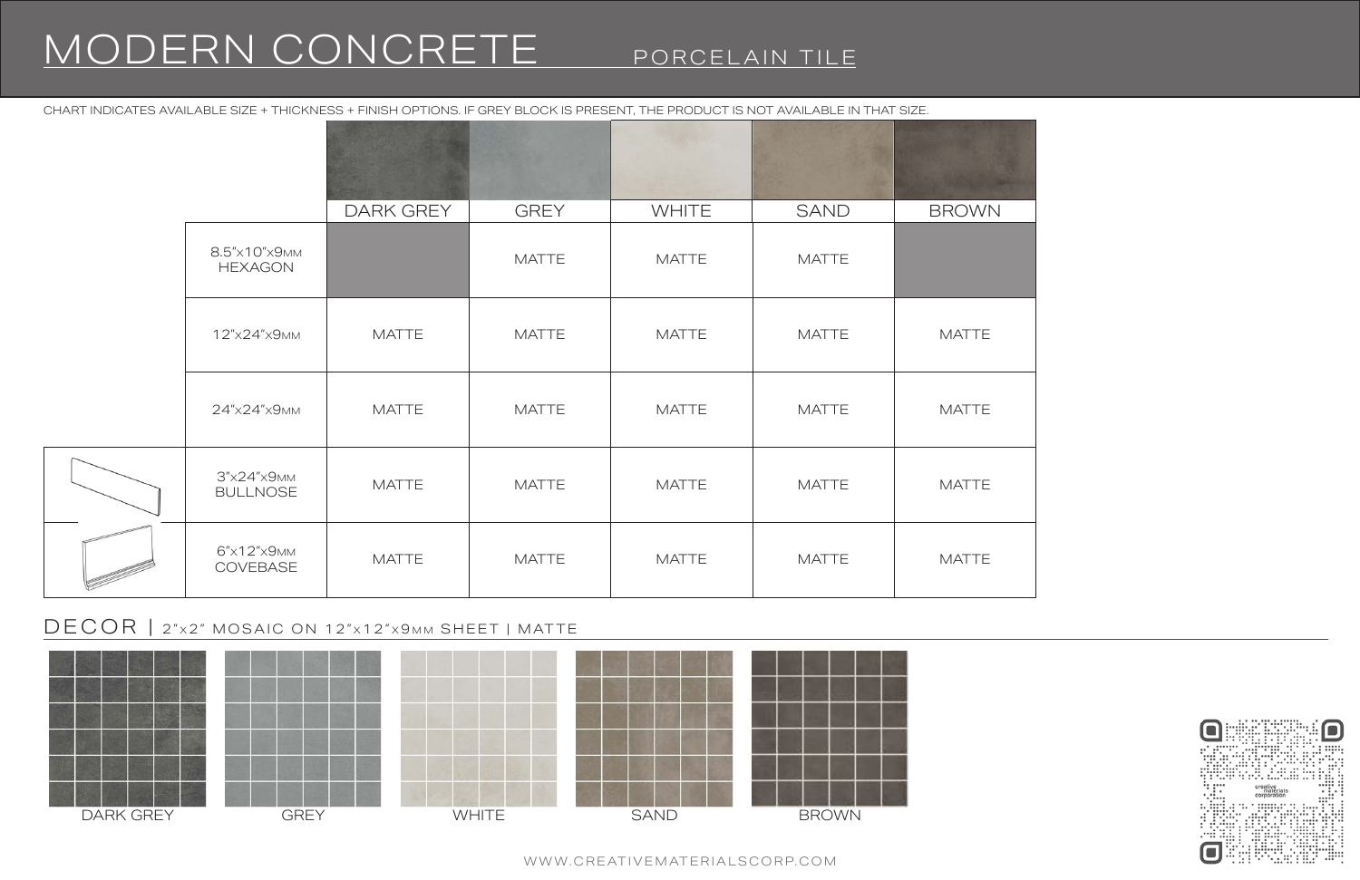# MODERN CONCRETE PORCELAIN TILE

CHART INDICATES AVAILABLE SIZE + THICKNESS + FINISH OPTIONS. IF GREY BLOCK IS PRESENT, THE PRODUCT IS NOT AVAILABLE IN THAT SIZE.

| | DARK GREY | GREY | WHITE | SAND | BROWN |
|---|---|---|---|---|---|
| 8.5"x10"x9MM HEXAGON | | MATTE | MATTE | MATTE | |
| 12"x24"x9MM | MATTE | MATTE | MATTE | MATTE | MATTE |
| 24"x24"x9MM | MATTE | MATTE | MATTE | MATTE | MATTE |
| 3"x24"x9MM BULLNOSE | MATTE | MATTE | MATTE | MATTE | MATTE |
| 6"x12"x9MM COVEBASE | MATTE | MATTE | MATTE | MATTE | MATTE |

## DECOR | 2"x2" MOSAIC ON 12"x12"x9MM SHEET | MATTE

DARK GREY

GREY

WHITE

SAND

BROWN

WWW.CREATIVEMATERIALSCORP.COM